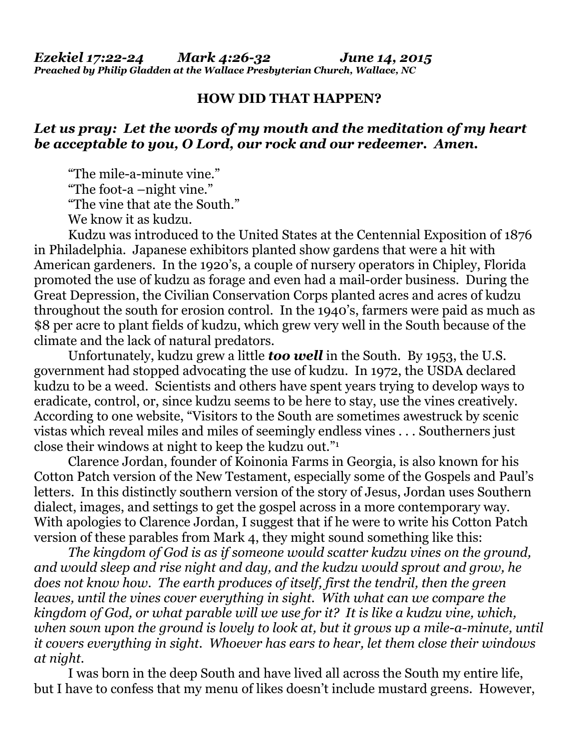***Ezekiel 17:22-24 Mark 4:26-32 June 14, 2015***
***Preached by Philip Gladden at the Wallace Presbyterian Church, Wallace, NC***

## HOW DID THAT HAPPEN?

***Let us pray: Let the words of my mouth and the meditation of my heart be acceptable to you, O Lord, our rock and our redeemer. Amen.***

"The mile-a-minute vine."
"The foot-a –night vine."
"The vine that ate the South."
We know it as kudzu.

Kudzu was introduced to the United States at the Centennial Exposition of 1876 in Philadelphia. Japanese exhibitors planted show gardens that were a hit with American gardeners. In the 1920's, a couple of nursery operators in Chipley, Florida promoted the use of kudzu as forage and even had a mail-order business. During the Great Depression, the Civilian Conservation Corps planted acres and acres of kudzu throughout the south for erosion control. In the 1940's, farmers were paid as much as $8 per acre to plant fields of kudzu, which grew very well in the South because of the climate and the lack of natural predators.

Unfortunately, kudzu grew a little ***too well*** in the South. By 1953, the U.S. government had stopped advocating the use of kudzu. In 1972, the USDA declared kudzu to be a weed. Scientists and others have spent years trying to develop ways to eradicate, control, or, since kudzu seems to be here to stay, use the vines creatively. According to one website, "Visitors to the South are sometimes awestruck by scenic vistas which reveal miles and miles of seemingly endless vines . . . Southerners just close their windows at night to keep the kudzu out."[1]

Clarence Jordan, founder of Koinonia Farms in Georgia, is also known for his Cotton Patch version of the New Testament, especially some of the Gospels and Paul's letters. In this distinctly southern version of the story of Jesus, Jordan uses Southern dialect, images, and settings to get the gospel across in a more contemporary way. With apologies to Clarence Jordan, I suggest that if he were to write his Cotton Patch version of these parables from Mark 4, they might sound something like this:

*The kingdom of God is as if someone would scatter kudzu vines on the ground, and would sleep and rise night and day, and the kudzu would sprout and grow, he does not know how. The earth produces of itself, first the tendril, then the green leaves, until the vines cover everything in sight. With what can we compare the kingdom of God, or what parable will we use for it? It is like a kudzu vine, which, when sown upon the ground is lovely to look at, but it grows up a mile-a-minute, until it covers everything in sight. Whoever has ears to hear, let them close their windows at night.*

I was born in the deep South and have lived all across the South my entire life, but I have to confess that my menu of likes doesn't include mustard greens. However,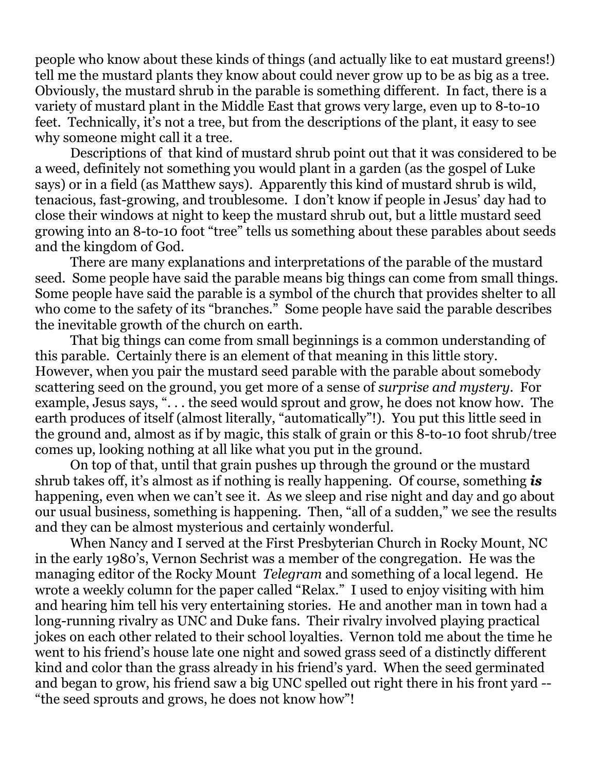people who know about these kinds of things (and actually like to eat mustard greens!) tell me the mustard plants they know about could never grow up to be as big as a tree. Obviously, the mustard shrub in the parable is something different. In fact, there is a variety of mustard plant in the Middle East that grows very large, even up to 8-to-10 feet. Technically, it's not a tree, but from the descriptions of the plant, it easy to see why someone might call it a tree.

Descriptions of that kind of mustard shrub point out that it was considered to be a weed, definitely not something you would plant in a garden (as the gospel of Luke says) or in a field (as Matthew says). Apparently this kind of mustard shrub is wild, tenacious, fast-growing, and troublesome. I don't know if people in Jesus' day had to close their windows at night to keep the mustard shrub out, but a little mustard seed growing into an 8-to-10 foot "tree" tells us something about these parables about seeds and the kingdom of God.

There are many explanations and interpretations of the parable of the mustard seed. Some people have said the parable means big things can come from small things. Some people have said the parable is a symbol of the church that provides shelter to all who come to the safety of its "branches." Some people have said the parable describes the inevitable growth of the church on earth.

That big things can come from small beginnings is a common understanding of this parable. Certainly there is an element of that meaning in this little story. However, when you pair the mustard seed parable with the parable about somebody scattering seed on the ground, you get more of a sense of *surprise and mystery*. For example, Jesus says, ". . . the seed would sprout and grow, he does not know how. The earth produces of itself (almost literally, "automatically"!). You put this little seed in the ground and, almost as if by magic, this stalk of grain or this 8-to-10 foot shrub/tree comes up, looking nothing at all like what you put in the ground.

On top of that, until that grain pushes up through the ground or the mustard shrub takes off, it's almost as if nothing is really happening. Of course, something ***is*** happening, even when we can't see it. As we sleep and rise night and day and go about our usual business, something is happening. Then, "all of a sudden," we see the results and they can be almost mysterious and certainly wonderful.

When Nancy and I served at the First Presbyterian Church in Rocky Mount, NC in the early 1980's, Vernon Sechrist was a member of the congregation. He was the managing editor of the Rocky Mount *Telegram* and something of a local legend. He wrote a weekly column for the paper called "Relax." I used to enjoy visiting with him and hearing him tell his very entertaining stories. He and another man in town had a long-running rivalry as UNC and Duke fans. Their rivalry involved playing practical jokes on each other related to their school loyalties. Vernon told me about the time he went to his friend's house late one night and sowed grass seed of a distinctly different kind and color than the grass already in his friend's yard. When the seed germinated and began to grow, his friend saw a big UNC spelled out right there in his front yard -- "the seed sprouts and grows, he does not know how"!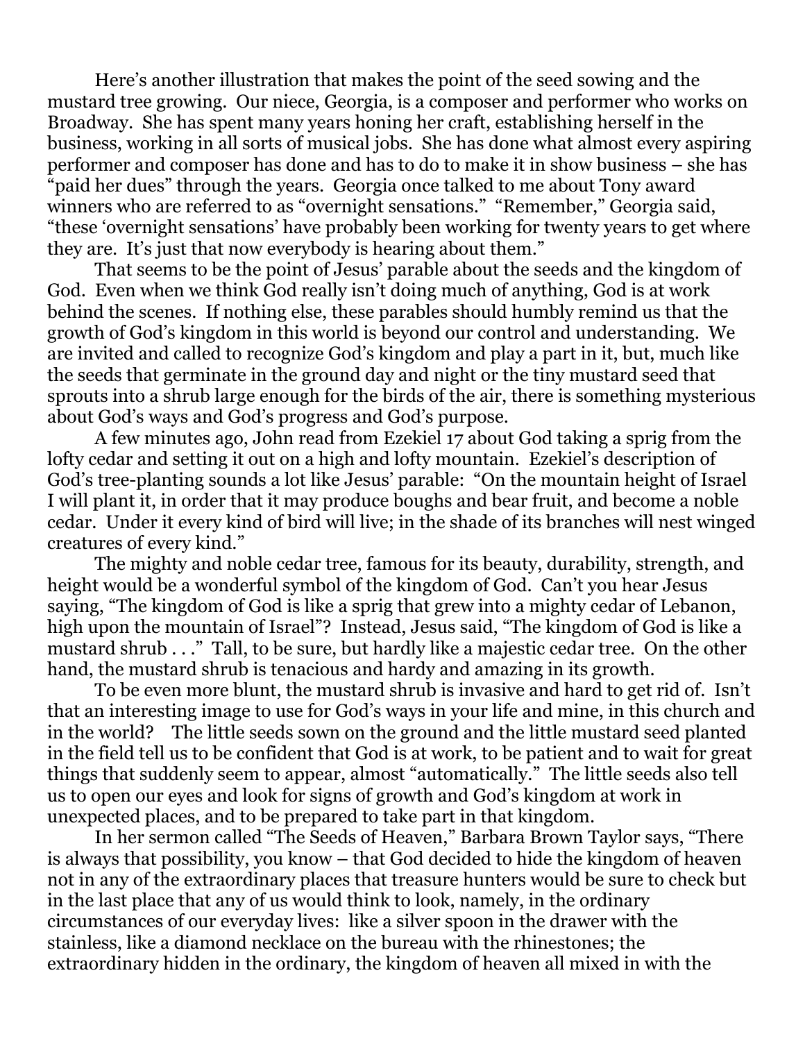Here's another illustration that makes the point of the seed sowing and the mustard tree growing. Our niece, Georgia, is a composer and performer who works on Broadway. She has spent many years honing her craft, establishing herself in the business, working in all sorts of musical jobs. She has done what almost every aspiring performer and composer has done and has to do to make it in show business – she has "paid her dues" through the years. Georgia once talked to me about Tony award winners who are referred to as "overnight sensations." "Remember," Georgia said, "these 'overnight sensations' have probably been working for twenty years to get where they are. It's just that now everybody is hearing about them."

That seems to be the point of Jesus' parable about the seeds and the kingdom of God. Even when we think God really isn't doing much of anything, God is at work behind the scenes. If nothing else, these parables should humbly remind us that the growth of God's kingdom in this world is beyond our control and understanding. We are invited and called to recognize God's kingdom and play a part in it, but, much like the seeds that germinate in the ground day and night or the tiny mustard seed that sprouts into a shrub large enough for the birds of the air, there is something mysterious about God's ways and God's progress and God's purpose.

A few minutes ago, John read from Ezekiel 17 about God taking a sprig from the lofty cedar and setting it out on a high and lofty mountain. Ezekiel's description of God's tree-planting sounds a lot like Jesus' parable: "On the mountain height of Israel I will plant it, in order that it may produce boughs and bear fruit, and become a noble cedar. Under it every kind of bird will live; in the shade of its branches will nest winged creatures of every kind."

The mighty and noble cedar tree, famous for its beauty, durability, strength, and height would be a wonderful symbol of the kingdom of God. Can't you hear Jesus saying, "The kingdom of God is like a sprig that grew into a mighty cedar of Lebanon, high upon the mountain of Israel"? Instead, Jesus said, "The kingdom of God is like a mustard shrub . . ." Tall, to be sure, but hardly like a majestic cedar tree. On the other hand, the mustard shrub is tenacious and hardy and amazing in its growth.

To be even more blunt, the mustard shrub is invasive and hard to get rid of. Isn't that an interesting image to use for God's ways in your life and mine, in this church and in the world? The little seeds sown on the ground and the little mustard seed planted in the field tell us to be confident that God is at work, to be patient and to wait for great things that suddenly seem to appear, almost "automatically." The little seeds also tell us to open our eyes and look for signs of growth and God's kingdom at work in unexpected places, and to be prepared to take part in that kingdom.

In her sermon called "The Seeds of Heaven," Barbara Brown Taylor says, "There is always that possibility, you know – that God decided to hide the kingdom of heaven not in any of the extraordinary places that treasure hunters would be sure to check but in the last place that any of us would think to look, namely, in the ordinary circumstances of our everyday lives: like a silver spoon in the drawer with the stainless, like a diamond necklace on the bureau with the rhinestones; the extraordinary hidden in the ordinary, the kingdom of heaven all mixed in with the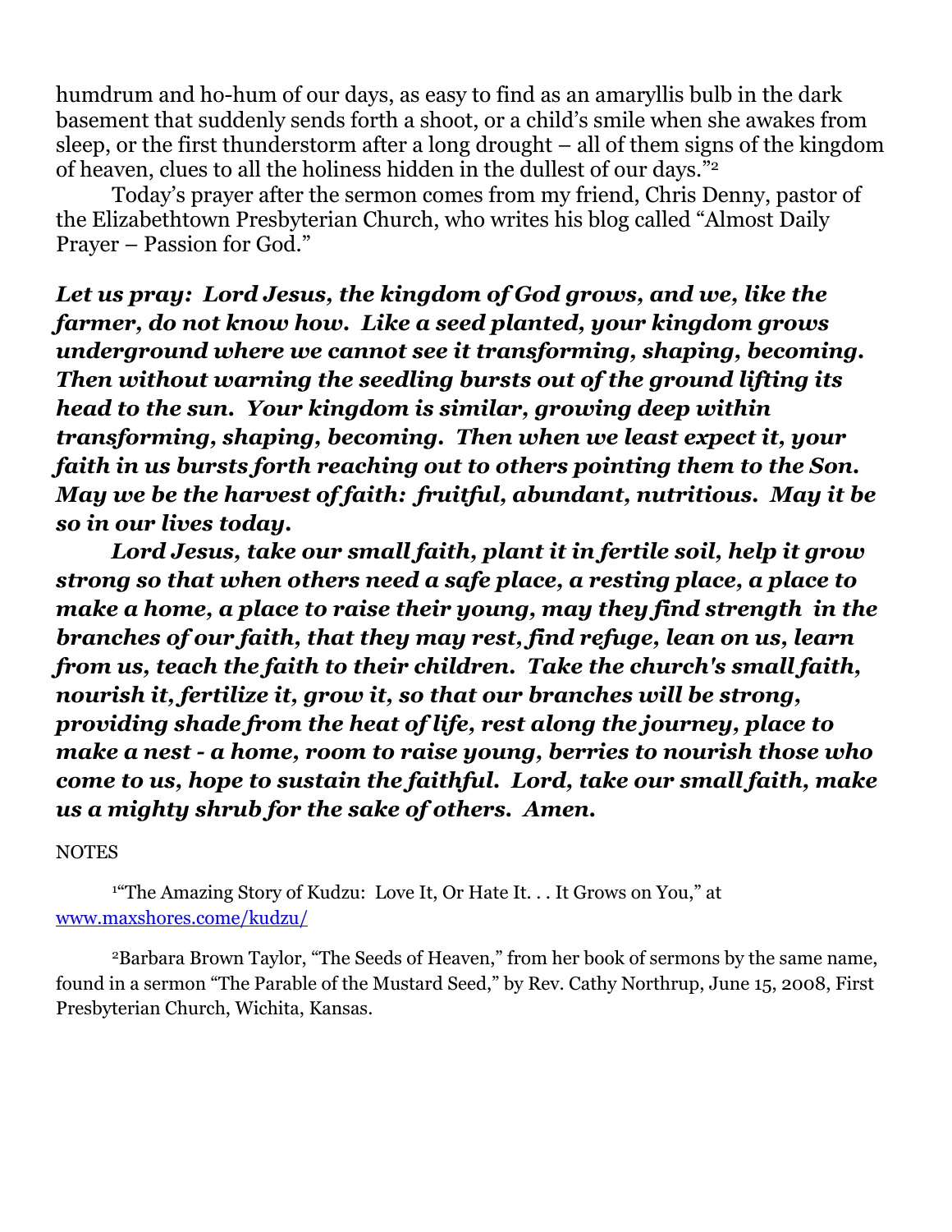humdrum and ho-hum of our days, as easy to find as an amaryllis bulb in the dark basement that suddenly sends forth a shoot, or a child's smile when she awakes from sleep, or the first thunderstorm after a long drought – all of them signs of the kingdom of heaven, clues to all the holiness hidden in the dullest of our days."[2]

Today's prayer after the sermon comes from my friend, Chris Denny, pastor of the Elizabethtown Presbyterian Church, who writes his blog called "Almost Daily Prayer – Passion for God."

***Let us pray: Lord Jesus, the kingdom of God grows, and we, like the farmer, do not know how. Like a seed planted, your kingdom grows underground where we cannot see it transforming, shaping, becoming. Then without warning the seedling bursts out of the ground lifting its head to the sun. Your kingdom is similar, growing deep within transforming, shaping, becoming. Then when we least expect it, your faith in us bursts forth reaching out to others pointing them to the Son. May we be the harvest of faith: fruitful, abundant, nutritious. May it be so in our lives today.***

***Lord Jesus, take our small faith, plant it in fertile soil, help it grow strong so that when others need a safe place, a resting place, a place to make a home, a place to raise their young, may they find strength in the branches of our faith, that they may rest, find refuge, lean on us, learn from us, teach the faith to their children. Take the church's small faith, nourish it, fertilize it, grow it, so that our branches will be strong, providing shade from the heat of life, rest along the journey, place to make a nest - a home, room to raise young, berries to nourish those who come to us, hope to sustain the faithful. Lord, take our small faith, make us a mighty shrub for the sake of others. Amen.***

NOTES

[1]"The Amazing Story of Kudzu: Love It, Or Hate It. . . It Grows on You," at [www.maxshores.come/kudzu/](www.maxshores.come/kudzu/)

[2]Barbara Brown Taylor, "The Seeds of Heaven," from her book of sermons by the same name, found in a sermon "The Parable of the Mustard Seed," by Rev. Cathy Northrup, June 15, 2008, First Presbyterian Church, Wichita, Kansas.